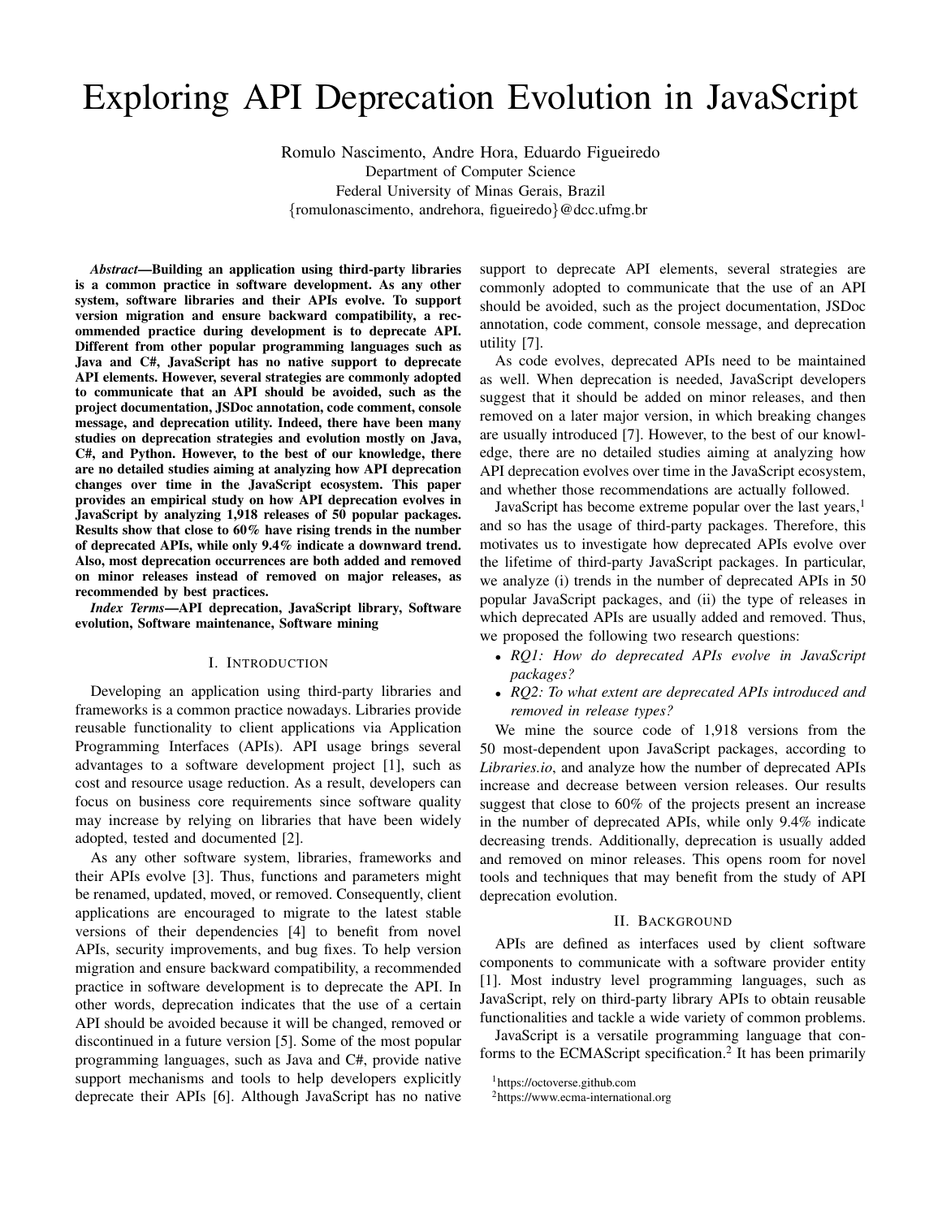# Exploring API Deprecation Evolution in JavaScript

Romulo Nascimento, Andre Hora, Eduardo Figueiredo
Department of Computer Science
Federal University of Minas Gerais, Brazil
{romulonascimento, andrehora, figueiredo}@dcc.ufmg.br

***Abstract*—Building an application using third-party libraries is a common practice in software development. As any other system, software libraries and their APIs evolve. To support version migration and ensure backward compatibility, a recommended practice during development is to deprecate API. Different from other popular programming languages such as Java and C#, JavaScript has no native support to deprecate API elements. However, several strategies are commonly adopted to communicate that an API should be avoided, such as the project documentation, JSDoc annotation, code comment, console message, and deprecation utility. Indeed, there have been many studies on deprecation strategies and evolution mostly on Java, C#, and Python. However, to the best of our knowledge, there are no detailed studies aiming at analyzing how API deprecation changes over time in the JavaScript ecosystem. This paper provides an empirical study on how API deprecation evolves in JavaScript by analyzing 1,918 releases of 50 popular packages. Results show that close to 60% have rising trends in the number of deprecated APIs, while only 9.4% indicate a downward trend. Also, most deprecation occurrences are both added and removed on minor releases instead of removed on major releases, as recommended by best practices.**

***Index Terms*—API deprecation, JavaScript library, Software evolution, Software maintenance, Software mining**

## I. Introduction

Developing an application using third-party libraries and frameworks is a common practice nowadays. Libraries provide reusable functionality to client applications via Application Programming Interfaces (APIs). API usage brings several advantages to a software development project [1], such as cost and resource usage reduction. As a result, developers can focus on business core requirements since software quality may increase by relying on libraries that have been widely adopted, tested and documented [2].

As any other software system, libraries, frameworks and their APIs evolve [3]. Thus, functions and parameters might be renamed, updated, moved, or removed. Consequently, client applications are encouraged to migrate to the latest stable versions of their dependencies [4] to benefit from novel APIs, security improvements, and bug fixes. To help version migration and ensure backward compatibility, a recommended practice in software development is to deprecate the API. In other words, deprecation indicates that the use of a certain API should be avoided because it will be changed, removed or discontinued in a future version [5]. Some of the most popular programming languages, such as Java and C#, provide native support mechanisms and tools to help developers explicitly deprecate their APIs [6]. Although JavaScript has no native support to deprecate API elements, several strategies are commonly adopted to communicate that the use of an API should be avoided, such as the project documentation, JSDoc annotation, code comment, console message, and deprecation utility [7].

As code evolves, deprecated APIs need to be maintained as well. When deprecation is needed, JavaScript developers suggest that it should be added on minor releases, and then removed on a later major version, in which breaking changes are usually introduced [7]. However, to the best of our knowledge, there are no detailed studies aiming at analyzing how API deprecation evolves over time in the JavaScript ecosystem, and whether those recommendations are actually followed.

JavaScript has become extreme popular over the last years,[1] and so has the usage of third-party packages. Therefore, this motivates us to investigate how deprecated APIs evolve over the lifetime of third-party JavaScript packages. In particular, we analyze (i) trends in the number of deprecated APIs in 50 popular JavaScript packages, and (ii) the type of releases in which deprecated APIs are usually added and removed. Thus, we proposed the following two research questions:

- *RQ1: How do deprecated APIs evolve in JavaScript packages?*
- *RQ2: To what extent are deprecated APIs introduced and removed in release types?*

We mine the source code of 1,918 versions from the 50 most-dependent upon JavaScript packages, according to *Libraries.io*, and analyze how the number of deprecated APIs increase and decrease between version releases. Our results suggest that close to 60% of the projects present an increase in the number of deprecated APIs, while only 9.4% indicate decreasing trends. Additionally, deprecation is usually added and removed on minor releases. This opens room for novel tools and techniques that may benefit from the study of API deprecation evolution.

## II. Background

APIs are defined as interfaces used by client software components to communicate with a software provider entity [1]. Most industry level programming languages, such as JavaScript, rely on third-party library APIs to obtain reusable functionalities and tackle a wide variety of common problems.

JavaScript is a versatile programming language that conforms to the ECMAScript specification.[2] It has been primarily

[1] https://octoverse.github.com

[2] https://www.ecma-international.org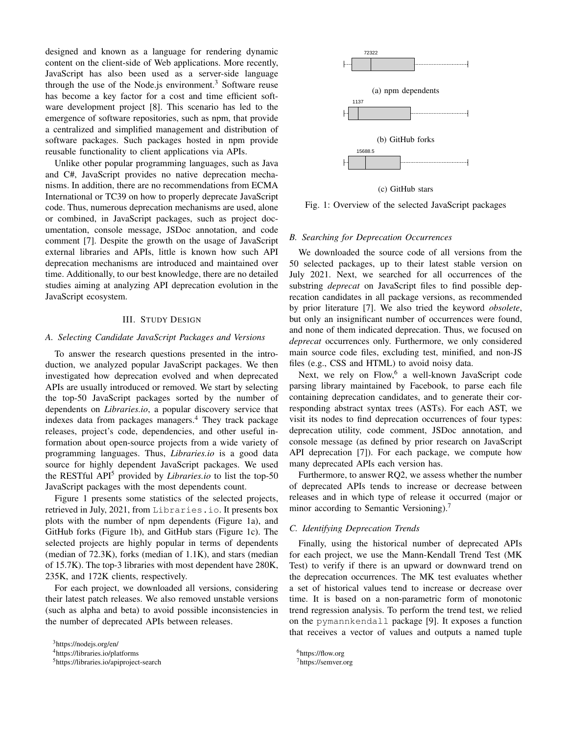designed and known as a language for rendering dynamic content on the client-side of Web applications. More recently, JavaScript has also been used as a server-side language through the use of the Node.js environment.[3] Software reuse has become a key factor for a cost and time efficient software development project [8]. This scenario has led to the emergence of software repositories, such as npm, that provide a centralized and simplified management and distribution of software packages. Such packages hosted in npm provide reusable functionality to client applications via APIs.

Unlike other popular programming languages, such as Java and C#, JavaScript provides no native deprecation mechanisms. In addition, there are no recommendations from ECMA International or TC39 on how to properly deprecate JavaScript code. Thus, numerous deprecation mechanisms are used, alone or combined, in JavaScript packages, such as project documentation, console message, JSDoc annotation, and code comment [7]. Despite the growth on the usage of JavaScript external libraries and APIs, little is known how such API deprecation mechanisms are introduced and maintained over time. Additionally, to our best knowledge, there are no detailed studies aiming at analyzing API deprecation evolution in the JavaScript ecosystem.

## III. Study Design

### A. Selecting Candidate JavaScript Packages and Versions

To answer the research questions presented in the introduction, we analyzed popular JavaScript packages. We then investigated how deprecation evolved and when deprecated APIs are usually introduced or removed. We start by selecting the top-50 JavaScript packages sorted by the number of dependents on *Libraries.io*, a popular discovery service that indexes data from packages managers.[4] They track package releases, project's code, dependencies, and other useful information about open-source projects from a wide variety of programming languages. Thus, *Libraries.io* is a good data source for highly dependent JavaScript packages. We used the RESTful API[5] provided by *Libraries.io* to list the top-50 JavaScript packages with the most dependents count.

Figure 1 presents some statistics of the selected projects, retrieved in July, 2021, from `Libraries.io`. It presents box plots with the number of npm dependents (Figure 1a), and GitHub forks (Figure 1b), and GitHub stars (Figure 1c). The selected projects are highly popular in terms of dependents (median of 72.3K), forks (median of 1.1K), and stars (median of 15.7K). The top-3 libraries with most dependent have 280K, 235K, and 172K clients, respectively.

For each project, we downloaded all versions, considering their latest patch releases. We also removed unstable versions (such as alpha and beta) to avoid possible inconsistencies in the number of deprecated APIs between releases.

72322

(a) npm dependents

1137

(b) GitHub forks

15688.5

(c) GitHub stars

Fig. 1: Overview of the selected JavaScript packages

### B. Searching for Deprecation Occurrences

We downloaded the source code of all versions from the 50 selected packages, up to their latest stable version on July 2021. Next, we searched for all occurrences of the substring *deprecat* on JavaScript files to find possible deprecation candidates in all package versions, as recommended by prior literature [7]. We also tried the keyword *obsolete*, but only an insignificant number of occurrences were found, and none of them indicated deprecation. Thus, we focused on *deprecat* occurrences only. Furthermore, we only considered main source code files, excluding test, minified, and non-JS files (e.g., CSS and HTML) to avoid noisy data.

Next, we rely on Flow,[6] a well-known JavaScript code parsing library maintained by Facebook, to parse each file containing deprecation candidates, and to generate their corresponding abstract syntax trees (ASTs). For each AST, we visit its nodes to find deprecation occurrences of four types: deprecation utility, code comment, JSDoc annotation, and console message (as defined by prior research on JavaScript API deprecation [7]). For each package, we compute how many deprecated APIs each version has.

Furthermore, to answer RQ2, we assess whether the number of deprecated APIs tends to increase or decrease between releases and in which type of release it occurred (major or minor according to Semantic Versioning).[7]

### C. Identifying Deprecation Trends

Finally, using the historical number of deprecated APIs for each project, we use the Mann-Kendall Trend Test (MK Test) to verify if there is an upward or downward trend on the deprecation occurrences. The MK test evaluates whether a set of historical values tend to increase or decrease over time. It is based on a non-parametric form of monotonic trend regression analysis. To perform the trend test, we relied on the `pymannkendall` package [9]. It exposes a function that receives a vector of values and outputs a named tuple

[3] https://nodejs.org/en/

[4] https://libraries.io/platforms

[5] https://libraries.io/apiproject-search

[6] https://flow.org

[7] https://semver.org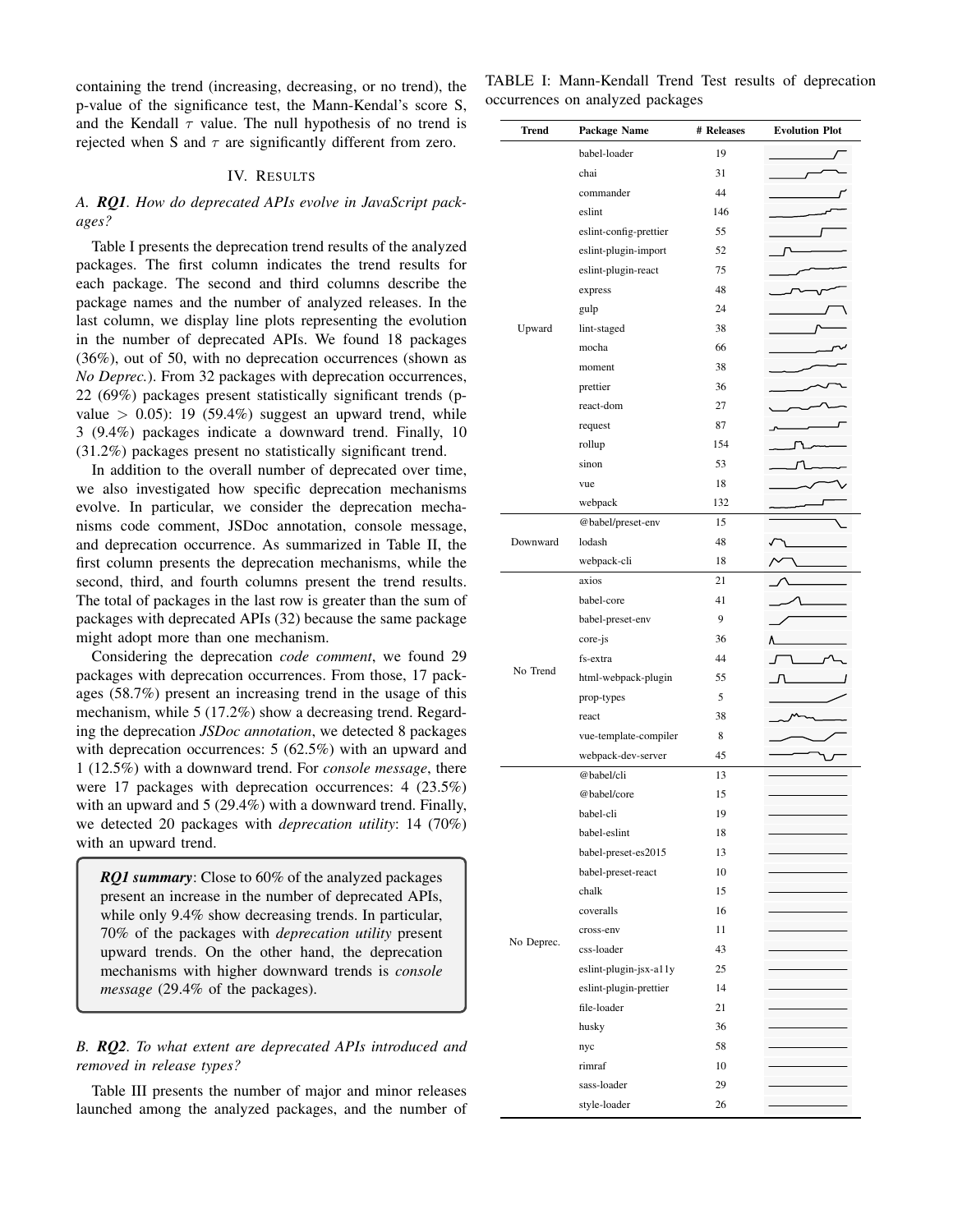containing the trend (increasing, decreasing, or no trend), the p-value of the significance test, the Mann-Kendal's score S, and the Kendall $\tau$ value. The null hypothesis of no trend is rejected when S and $\tau$ are significantly different from zero.

## IV. Results

### A. ***RQ1***. *How do deprecated APIs evolve in JavaScript packages?*

Table I presents the deprecation trend results of the analyzed packages. The first column indicates the trend results for each package. The second and third columns describe the package names and the number of analyzed releases. In the last column, we display line plots representing the evolution in the number of deprecated APIs. We found 18 packages (36%), out of 50, with no deprecation occurrences (shown as *No Deprec.*). From 32 packages with deprecation occurrences, 22 (69%) packages present statistically significant trends (p-value $> 0.05$): 19 (59.4%) suggest an upward trend, while 3 (9.4%) packages indicate a downward trend. Finally, 10 (31.2%) packages present no statistically significant trend.

In addition to the overall number of deprecated over time, we also investigated how specific deprecation mechanisms evolve. In particular, we consider the deprecation mechanisms code comment, JSDoc annotation, console message, and deprecation occurrence. As summarized in Table II, the first column presents the deprecation mechanisms, while the second, third, and fourth columns present the trend results. The total of packages in the last row is greater than the sum of packages with deprecated APIs (32) because the same package might adopt more than one mechanism.

Considering the deprecation *code comment*, we found 29 packages with deprecation occurrences. From those, 17 packages (58.7%) present an increasing trend in the usage of this mechanism, while 5 (17.2%) show a decreasing trend. Regarding the deprecation *JSDoc annotation*, we detected 8 packages with deprecation occurrences: 5 (62.5%) with an upward and 1 (12.5%) with a downward trend. For *console message*, there were 17 packages with deprecation occurrences: 4 (23.5%) with an upward and 5 (29.4%) with a downward trend. Finally, we detected 20 packages with *deprecation utility*: 14 (70%) with an upward trend.

> ***RQ1 summary***: Close to 60% of the analyzed packages present an increase in the number of deprecated APIs, while only 9.4% show decreasing trends. In particular, 70% of the packages with *deprecation utility* present upward trends. On the other hand, the deprecation mechanisms with higher downward trends is *console message* (29.4% of the packages).

### B. ***RQ2***. *To what extent are deprecated APIs introduced and removed in release types?*

Table III presents the number of major and minor releases launched among the analyzed packages, and the number of

TABLE I: Mann-Kendall Trend Test results of deprecation occurrences on analyzed packages

| Trend | Package Name | # Releases | Evolution Plot |
|---|---|---|---|
| Upward | babel-loader | 19 | |
| | chai | 31 | |
| | commander | 44 | |
| | eslint | 146 | |
| | eslint-config-prettier | 55 | |
| | eslint-plugin-import | 52 | |
| | eslint-plugin-react | 75 | |
| | express | 48 | |
| | gulp | 24 | |
| | lint-staged | 38 | |
| | mocha | 66 | |
| | moment | 38 | |
| | prettier | 36 | |
| | react-dom | 27 | |
| | request | 87 | |
| | rollup | 154 | |
| | sinon | 53 | |
| | vue | 18 | |
| | webpack | 132 | |
| Downward | @babel/preset-env | 15 | |
| | lodash | 48 | |
| | webpack-cli | 18 | |
| No Trend | axios | 21 | |
| | babel-core | 41 | |
| | babel-preset-env | 9 | |
| | core-js | 36 | |
| | fs-extra | 44 | |
| | html-webpack-plugin | 55 | |
| | prop-types | 5 | |
| | react | 38 | |
| | vue-template-compiler | 8 | |
| | webpack-dev-server | 45 | |
| No Deprec. | @babel/cli | 13 | |
| | @babel/core | 15 | |
| | babel-cli | 19 | |
| | babel-eslint | 18 | |
| | babel-preset-es2015 | 13 | |
| | babel-preset-react | 10 | |
| | chalk | 15 | |
| | coveralls | 16 | |
| | cross-env | 11 | |
| | css-loader | 43 | |
| | eslint-plugin-jsx-a11y | 25 | |
| | eslint-plugin-prettier | 14 | |
| | file-loader | 21 | |
| | husky | 36 | |
| | nyc | 58 | |
| | rimraf | 10 | |
| | sass-loader | 29 | |
| | style-loader | 26 | |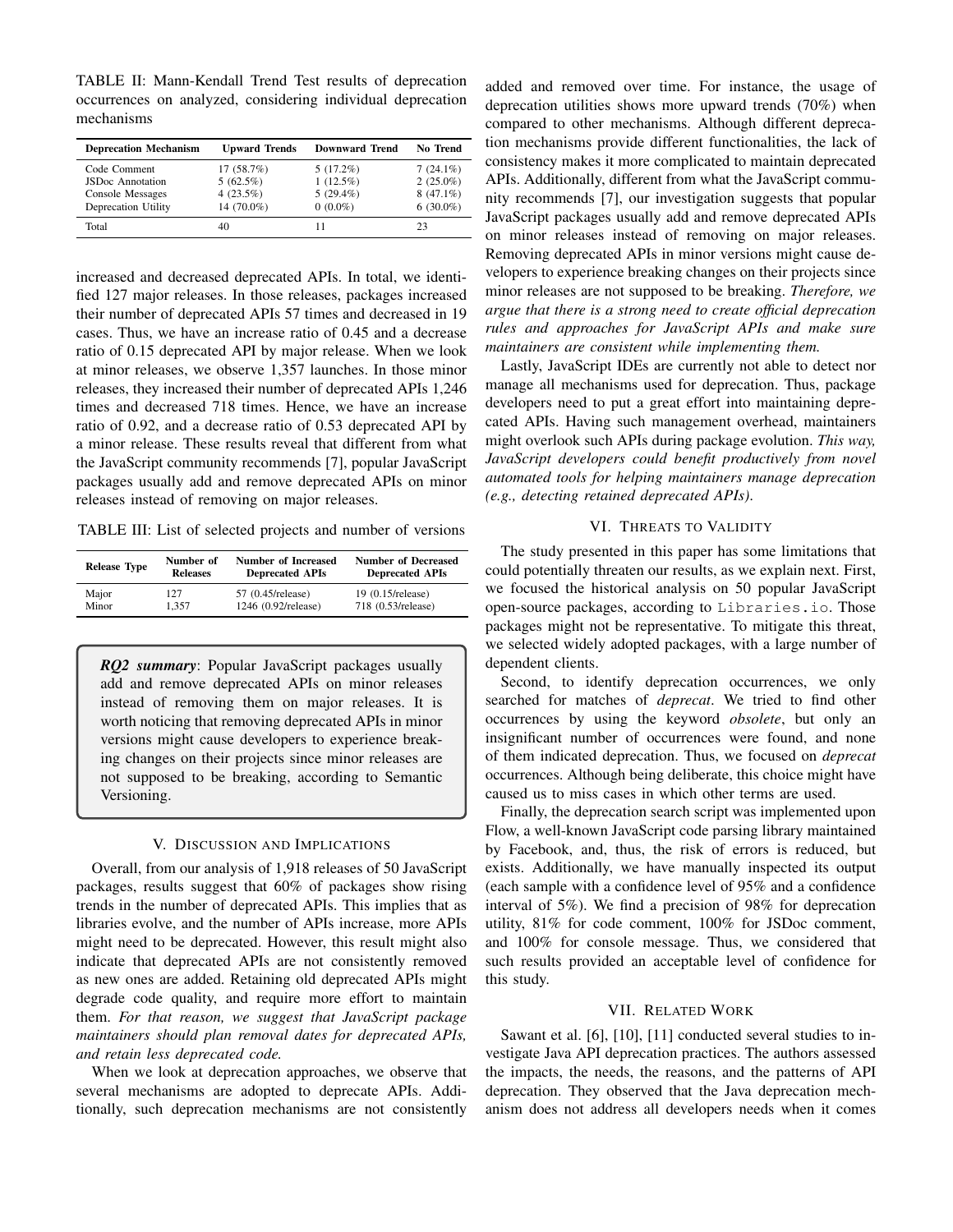TABLE II: Mann-Kendall Trend Test results of deprecation occurrences on analyzed, considering individual deprecation mechanisms

| Deprecation Mechanism | Upward Trends | Downward Trend | No Trend |
| --- | --- | --- | --- |
| Code Comment | 17 (58.7%) | 5 (17.2%) | 7 (24.1%) |
| JSDoc Annotation | 5 (62.5%) | 1 (12.5%) | 2 (25.0%) |
| Console Messages | 4 (23.5%) | 5 (29.4%) | 8 (47.1%) |
| Deprecation Utility | 14 (70.0%) | 0 (0.0%) | 6 (30.0%) |
| Total | 40 | 11 | 23 |

increased and decreased deprecated APIs. In total, we identified 127 major releases. In those releases, packages increased their number of deprecated APIs 57 times and decreased in 19 cases. Thus, we have an increase ratio of 0.45 and a decrease ratio of 0.15 deprecated API by major release. When we look at minor releases, we observe 1,357 launches. In those minor releases, they increased their number of deprecated APIs 1,246 times and decreased 718 times. Hence, we have an increase ratio of 0.92, and a decrease ratio of 0.53 deprecated API by a minor release. These results reveal that different from what the JavaScript community recommends [7], popular JavaScript packages usually add and remove deprecated APIs on minor releases instead of removing on major releases.

TABLE III: List of selected projects and number of versions

| Release Type | Number of Releases | Number of Increased Deprecated APIs | Number of Decreased Deprecated APIs |
| --- | --- | --- | --- |
| Major | 127 | 57 (0.45/release) | 19 (0.15/release) |
| Minor | 1,357 | 1246 (0.92/release) | 718 (0.53/release) |

> ***RQ2 summary***: Popular JavaScript packages usually add and remove deprecated APIs on minor releases instead of removing them on major releases. It is worth noticing that removing deprecated APIs in minor versions might cause developers to experience breaking changes on their projects since minor releases are not supposed to be breaking, according to Semantic Versioning.

## V. Discussion and Implications

Overall, from our analysis of 1,918 releases of 50 JavaScript packages, results suggest that 60% of packages show rising trends in the number of deprecated APIs. This implies that as libraries evolve, and the number of APIs increase, more APIs might need to be deprecated. However, this result might also indicate that deprecated APIs are not consistently removed as new ones are added. Retaining old deprecated APIs might degrade code quality, and require more effort to maintain them. *For that reason, we suggest that JavaScript package maintainers should plan removal dates for deprecated APIs, and retain less deprecated code.*

When we look at deprecation approaches, we observe that several mechanisms are adopted to deprecate APIs. Additionally, such deprecation mechanisms are not consistently added and removed over time. For instance, the usage of deprecation utilities shows more upward trends (70%) when compared to other mechanisms. Although different deprecation mechanisms provide different functionalities, the lack of consistency makes it more complicated to maintain deprecated APIs. Additionally, different from what the JavaScript community recommends [7], our investigation suggests that popular JavaScript packages usually add and remove deprecated APIs on minor releases instead of removing on major releases. Removing deprecated APIs in minor versions might cause developers to experience breaking changes on their projects since minor releases are not supposed to be breaking. *Therefore, we argue that there is a strong need to create official deprecation rules and approaches for JavaScript APIs and make sure maintainers are consistent while implementing them.*

Lastly, JavaScript IDEs are currently not able to detect nor manage all mechanisms used for deprecation. Thus, package developers need to put a great effort into maintaining deprecated APIs. Having such management overhead, maintainers might overlook such APIs during package evolution. *This way, JavaScript developers could benefit productively from novel automated tools for helping maintainers manage deprecation (e.g., detecting retained deprecated APIs).*

## VI. Threats to Validity

The study presented in this paper has some limitations that could potentially threaten our results, as we explain next. First, we focused the historical analysis on 50 popular JavaScript open-source packages, according to `Libraries.io`. Those packages might not be representative. To mitigate this threat, we selected widely adopted packages, with a large number of dependent clients.

Second, to identify deprecation occurrences, we only searched for matches of *deprecat*. We tried to find other occurrences by using the keyword *obsolete*, but only an insignificant number of occurrences were found, and none of them indicated deprecation. Thus, we focused on *deprecat* occurrences. Although being deliberate, this choice might have caused us to miss cases in which other terms are used.

Finally, the deprecation search script was implemented upon Flow, a well-known JavaScript code parsing library maintained by Facebook, and, thus, the risk of errors is reduced, but exists. Additionally, we have manually inspected its output (each sample with a confidence level of 95% and a confidence interval of 5%). We find a precision of 98% for deprecation utility, 81% for code comment, 100% for JSDoc comment, and 100% for console message. Thus, we considered that such results provided an acceptable level of confidence for this study.

## VII. Related Work

Sawant et al. [6], [10], [11] conducted several studies to investigate Java API deprecation practices. The authors assessed the impacts, the needs, the reasons, and the patterns of API deprecation. They observed that the Java deprecation mechanism does not address all developers needs when it comes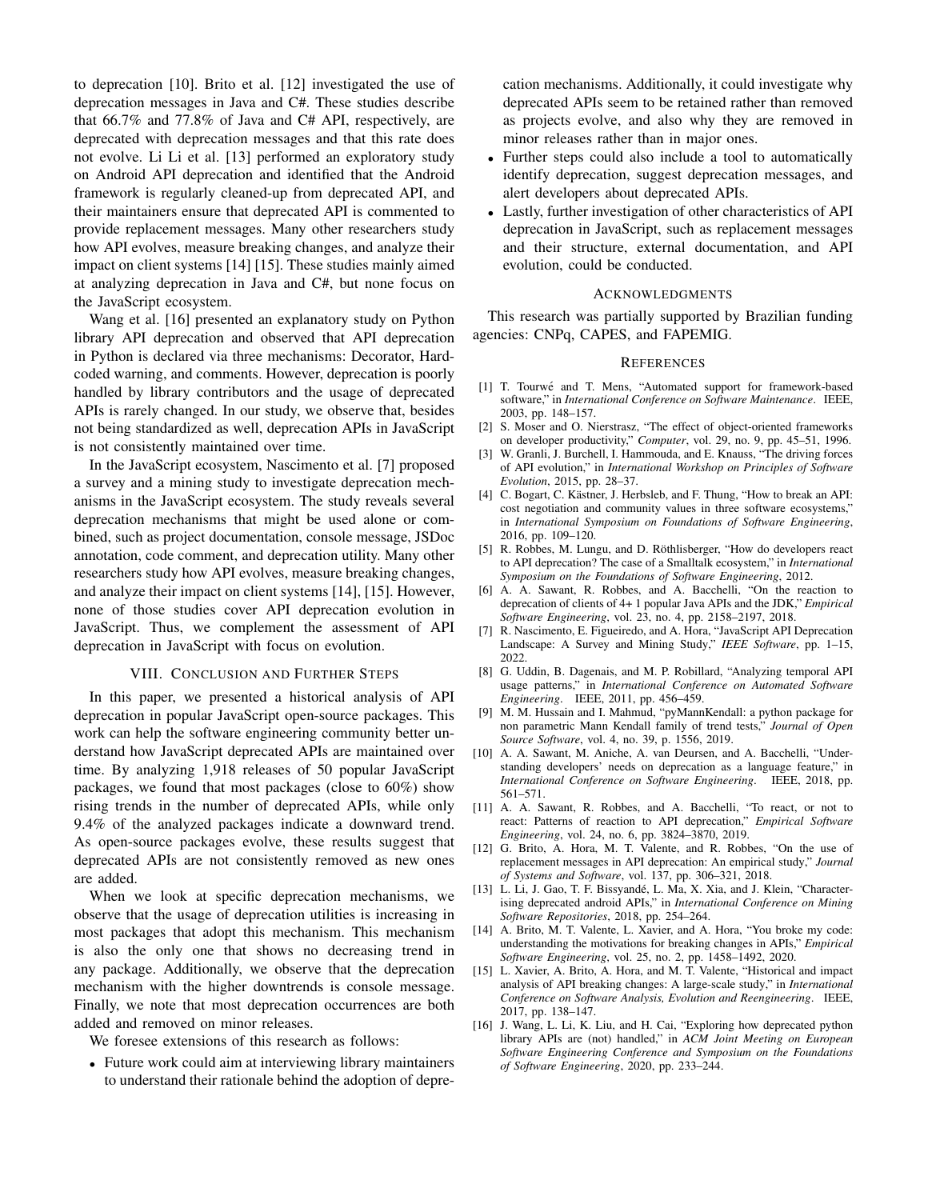to deprecation [10]. Brito et al. [12] investigated the use of deprecation messages in Java and C#. These studies describe that 66.7% and 77.8% of Java and C# API, respectively, are deprecated with deprecation messages and that this rate does not evolve. Li Li et al. [13] performed an exploratory study on Android API deprecation and identified that the Android framework is regularly cleaned-up from deprecated API, and their maintainers ensure that deprecated API is commented to provide replacement messages. Many other researchers study how API evolves, measure breaking changes, and analyze their impact on client systems [14] [15]. These studies mainly aimed at analyzing deprecation in Java and C#, but none focus on the JavaScript ecosystem.

Wang et al. [16] presented an explanatory study on Python library API deprecation and observed that API deprecation in Python is declared via three mechanisms: Decorator, Hard-coded warning, and comments. However, deprecation is poorly handled by library contributors and the usage of deprecated APIs is rarely changed. In our study, we observe that, besides not being standardized as well, deprecation APIs in JavaScript is not consistently maintained over time.

In the JavaScript ecosystem, Nascimento et al. [7] proposed a survey and a mining study to investigate deprecation mechanisms in the JavaScript ecosystem. The study reveals several deprecation mechanisms that might be used alone or combined, such as project documentation, console message, JSDoc annotation, code comment, and deprecation utility. Many other researchers study how API evolves, measure breaking changes, and analyze their impact on client systems [14], [15]. However, none of those studies cover API deprecation evolution in JavaScript. Thus, we complement the assessment of API deprecation in JavaScript with focus on evolution.

## VIII. Conclusion and Further Steps

In this paper, we presented a historical analysis of API deprecation in popular JavaScript open-source packages. This work can help the software engineering community better understand how JavaScript deprecated APIs are maintained over time. By analyzing 1,918 releases of 50 popular JavaScript packages, we found that most packages (close to 60%) show rising trends in the number of deprecated APIs, while only 9.4% of the analyzed packages indicate a downward trend. As open-source packages evolve, these results suggest that deprecated APIs are not consistently removed as new ones are added.

When we look at specific deprecation mechanisms, we observe that the usage of deprecation utilities is increasing in most packages that adopt this mechanism. This mechanism is also the only one that shows no decreasing trend in any package. Additionally, we observe that the deprecation mechanism with the higher downtrends is console message. Finally, we note that most deprecation occurrences are both added and removed on minor releases.

We foresee extensions of this research as follows:

- Future work could aim at interviewing library maintainers to understand their rationale behind the adoption of deprecation mechanisms. Additionally, it could investigate why deprecated APIs seem to be retained rather than removed as projects evolve, and also why they are removed in minor releases rather than in major ones.
- Further steps could also include a tool to automatically identify deprecation, suggest deprecation messages, and alert developers about deprecated APIs.
- Lastly, further investigation of other characteristics of API deprecation in JavaScript, such as replacement messages and their structure, external documentation, and API evolution, could be conducted.

## Acknowledgments

This research was partially supported by Brazilian funding agencies: CNPq, CAPES, and FAPEMIG.

## References

[1] T. Tourwé and T. Mens, "Automated support for framework-based software," in *International Conference on Software Maintenance*. IEEE, 2003, pp. 148–157.

[2] S. Moser and O. Nierstrasz, "The effect of object-oriented frameworks on developer productivity," *Computer*, vol. 29, no. 9, pp. 45–51, 1996.

[3] W. Granli, J. Burchell, I. Hammouda, and E. Knauss, "The driving forces of API evolution," in *International Workshop on Principles of Software Evolution*, 2015, pp. 28–37.

[4] C. Bogart, C. Kästner, J. Herbsleb, and F. Thung, "How to break an API: cost negotiation and community values in three software ecosystems," in *International Symposium on Foundations of Software Engineering*, 2016, pp. 109–120.

[5] R. Robbes, M. Lungu, and D. Röthlisberger, "How do developers react to API deprecation? The case of a Smalltalk ecosystem," in *International Symposium on the Foundations of Software Engineering*, 2012.

[6] A. A. Sawant, R. Robbes, and A. Bacchelli, "On the reaction to deprecation of clients of 4+ 1 popular Java APIs and the JDK," *Empirical Software Engineering*, vol. 23, no. 4, pp. 2158–2197, 2018.

[7] R. Nascimento, E. Figueiredo, and A. Hora, "JavaScript API Deprecation Landscape: A Survey and Mining Study," *IEEE Software*, pp. 1–15, 2022.

[8] G. Uddin, B. Dagenais, and M. P. Robillard, "Analyzing temporal API usage patterns," in *International Conference on Automated Software Engineering*. IEEE, 2011, pp. 456–459.

[9] M. M. Hussain and I. Mahmud, "pyMannKendall: a python package for non parametric Mann Kendall family of trend tests," *Journal of Open Source Software*, vol. 4, no. 39, p. 1556, 2019.

[10] A. A. Sawant, M. Aniche, A. van Deursen, and A. Bacchelli, "Understanding developers' needs on deprecation as a language feature," in *International Conference on Software Engineering*. IEEE, 2018, pp. 561–571.

[11] A. A. Sawant, R. Robbes, and A. Bacchelli, "To react, or not to react: Patterns of reaction to API deprecation," *Empirical Software Engineering*, vol. 24, no. 6, pp. 3824–3870, 2019.

[12] G. Brito, A. Hora, M. T. Valente, and R. Robbes, "On the use of replacement messages in API deprecation: An empirical study," *Journal of Systems and Software*, vol. 137, pp. 306–321, 2018.

[13] L. Li, J. Gao, T. F. Bissyandé, L. Ma, X. Xia, and J. Klein, "Characterising deprecated android APIs," in *International Conference on Mining Software Repositories*, 2018, pp. 254–264.

[14] A. Brito, M. T. Valente, L. Xavier, and A. Hora, "You broke my code: understanding the motivations for breaking changes in APIs," *Empirical Software Engineering*, vol. 25, no. 2, pp. 1458–1492, 2020.

[15] L. Xavier, A. Brito, A. Hora, and M. T. Valente, "Historical and impact analysis of API breaking changes: A large-scale study," in *International Conference on Software Analysis, Evolution and Reengineering*. IEEE, 2017, pp. 138–147.

[16] J. Wang, L. Li, K. Liu, and H. Cai, "Exploring how deprecated python library APIs are (not) handled," in *ACM Joint Meeting on European Software Engineering Conference and Symposium on the Foundations of Software Engineering*, 2020, pp. 233–244.